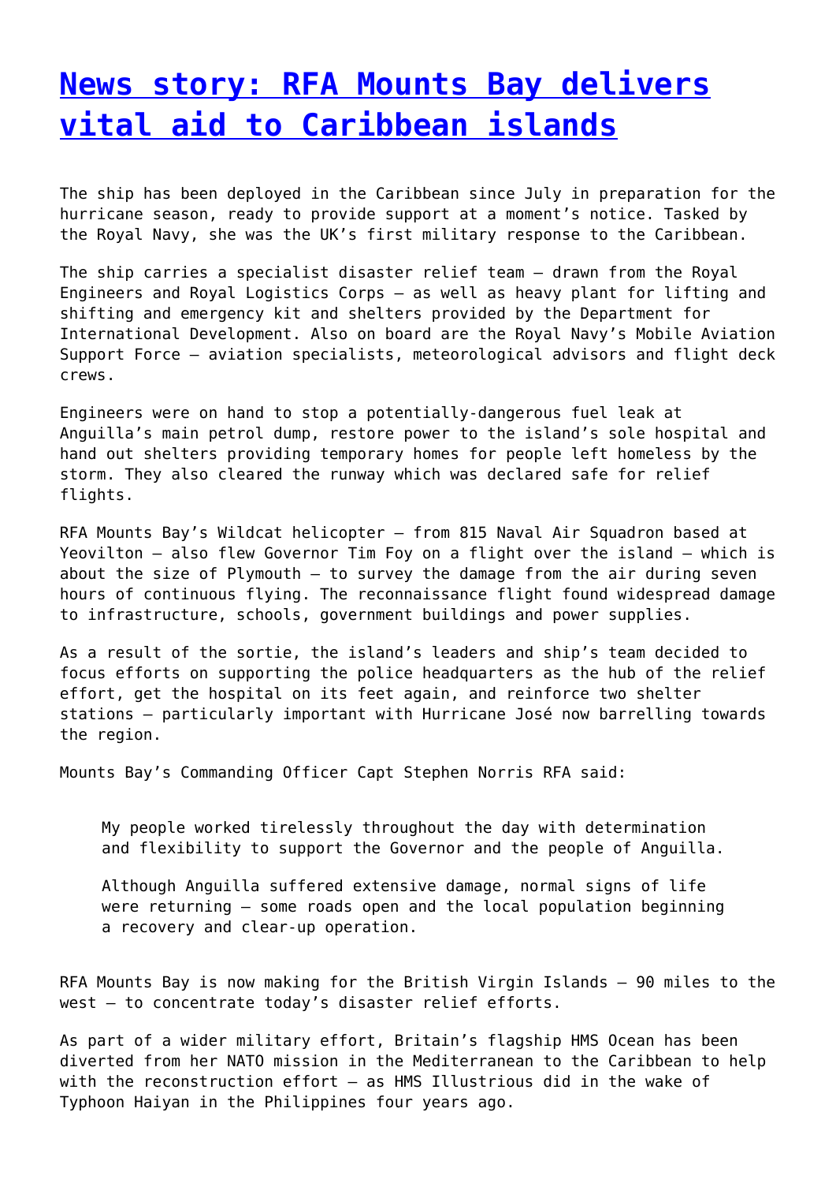# [News story: RFA Mounts Bay delivers vital aid to Caribbean islands]

The ship has been deployed in the Caribbean since July in preparation for the hurricane season, ready to provide support at a moment's notice. Tasked by the Royal Navy, she was the UK's first military response to the Caribbean.

The ship carries a specialist disaster relief team – drawn from the Royal Engineers and Royal Logistics Corps – as well as heavy plant for lifting and shifting and emergency kit and shelters provided by the Department for International Development. Also on board are the Royal Navy's Mobile Aviation Support Force – aviation specialists, meteorological advisors and flight deck crews.

Engineers were on hand to stop a potentially-dangerous fuel leak at Anguilla's main petrol dump, restore power to the island's sole hospital and hand out shelters providing temporary homes for people left homeless by the storm. They also cleared the runway which was declared safe for relief flights.

RFA Mounts Bay's Wildcat helicopter – from 815 Naval Air Squadron based at Yeovilton – also flew Governor Tim Foy on a flight over the island – which is about the size of Plymouth – to survey the damage from the air during seven hours of continuous flying. The reconnaissance flight found widespread damage to infrastructure, schools, government buildings and power supplies.

As a result of the sortie, the island's leaders and ship's team decided to focus efforts on supporting the police headquarters as the hub of the relief effort, get the hospital on its feet again, and reinforce two shelter stations – particularly important with Hurricane José now barrelling towards the region.

Mounts Bay's Commanding Officer Capt Stephen Norris RFA said:

> My people worked tirelessly throughout the day with determination and flexibility to support the Governor and the people of Anguilla.
>
> Although Anguilla suffered extensive damage, normal signs of life were returning – some roads open and the local population beginning a recovery and clear-up operation.

RFA Mounts Bay is now making for the British Virgin Islands – 90 miles to the west – to concentrate today's disaster relief efforts.

As part of a wider military effort, Britain's flagship HMS Ocean has been diverted from her NATO mission in the Mediterranean to the Caribbean to help with the reconstruction effort – as HMS Illustrious did in the wake of Typhoon Haiyan in the Philippines four years ago.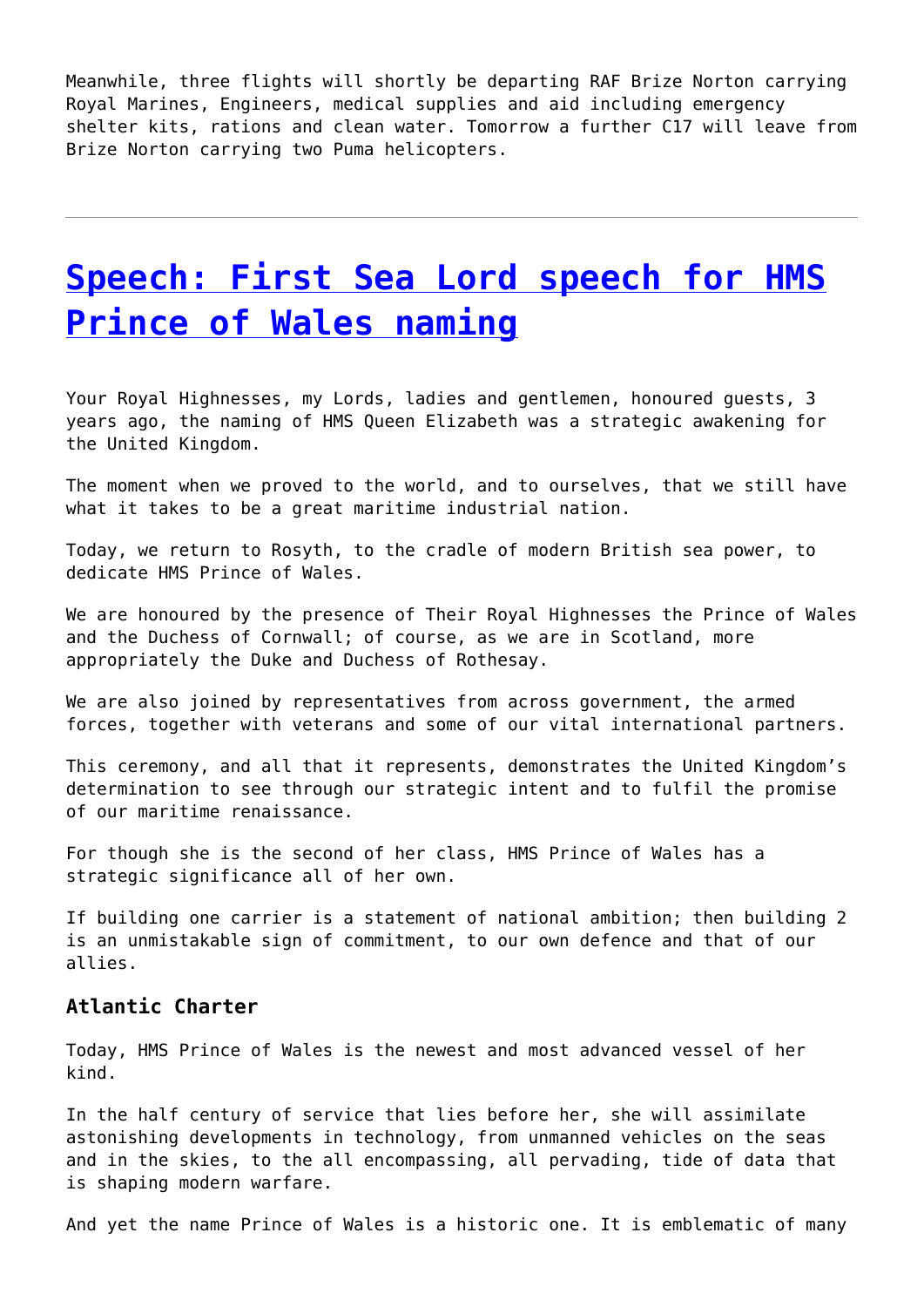Meanwhile, three flights will shortly be departing RAF Brize Norton carrying Royal Marines, Engineers, medical supplies and aid including emergency shelter kits, rations and clean water. Tomorrow a further C17 will leave from Brize Norton carrying two Puma helicopters.

---

# [Speech: First Sea Lord speech for HMS Prince of Wales naming]()

Your Royal Highnesses, my Lords, ladies and gentlemen, honoured guests, 3 years ago, the naming of HMS Queen Elizabeth was a strategic awakening for the United Kingdom.

The moment when we proved to the world, and to ourselves, that we still have what it takes to be a great maritime industrial nation.

Today, we return to Rosyth, to the cradle of modern British sea power, to dedicate HMS Prince of Wales.

We are honoured by the presence of Their Royal Highnesses the Prince of Wales and the Duchess of Cornwall; of course, as we are in Scotland, more appropriately the Duke and Duchess of Rothesay.

We are also joined by representatives from across government, the armed forces, together with veterans and some of our vital international partners.

This ceremony, and all that it represents, demonstrates the United Kingdom's determination to see through our strategic intent and to fulfil the promise of our maritime renaissance.

For though she is the second of her class, HMS Prince of Wales has a strategic significance all of her own.

If building one carrier is a statement of national ambition; then building 2 is an unmistakable sign of commitment, to our own defence and that of our allies.

### Atlantic Charter

Today, HMS Prince of Wales is the newest and most advanced vessel of her kind.

In the half century of service that lies before her, she will assimilate astonishing developments in technology, from unmanned vehicles on the seas and in the skies, to the all encompassing, all pervading, tide of data that is shaping modern warfare.

And yet the name Prince of Wales is a historic one. It is emblematic of many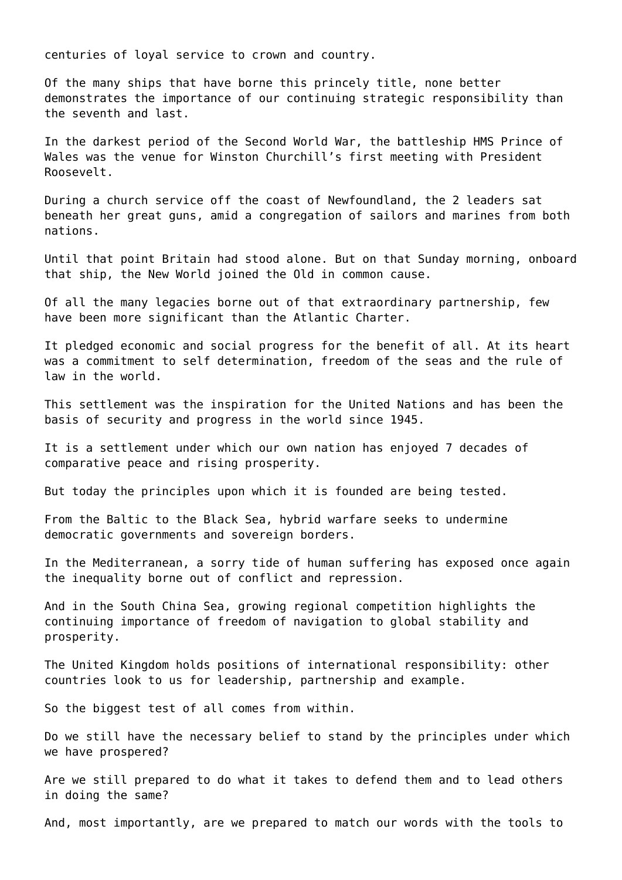centuries of loyal service to crown and country.

Of the many ships that have borne this princely title, none better demonstrates the importance of our continuing strategic responsibility than the seventh and last.

In the darkest period of the Second World War, the battleship HMS Prince of Wales was the venue for Winston Churchill's first meeting with President Roosevelt.

During a church service off the coast of Newfoundland, the 2 leaders sat beneath her great guns, amid a congregation of sailors and marines from both nations.

Until that point Britain had stood alone. But on that Sunday morning, onboard that ship, the New World joined the Old in common cause.

Of all the many legacies borne out of that extraordinary partnership, few have been more significant than the Atlantic Charter.

It pledged economic and social progress for the benefit of all. At its heart was a commitment to self determination, freedom of the seas and the rule of law in the world.

This settlement was the inspiration for the United Nations and has been the basis of security and progress in the world since 1945.

It is a settlement under which our own nation has enjoyed 7 decades of comparative peace and rising prosperity.

But today the principles upon which it is founded are being tested.

From the Baltic to the Black Sea, hybrid warfare seeks to undermine democratic governments and sovereign borders.

In the Mediterranean, a sorry tide of human suffering has exposed once again the inequality borne out of conflict and repression.

And in the South China Sea, growing regional competition highlights the continuing importance of freedom of navigation to global stability and prosperity.

The United Kingdom holds positions of international responsibility: other countries look to us for leadership, partnership and example.

So the biggest test of all comes from within.

Do we still have the necessary belief to stand by the principles under which we have prospered?

Are we still prepared to do what it takes to defend them and to lead others in doing the same?

And, most importantly, are we prepared to match our words with the tools to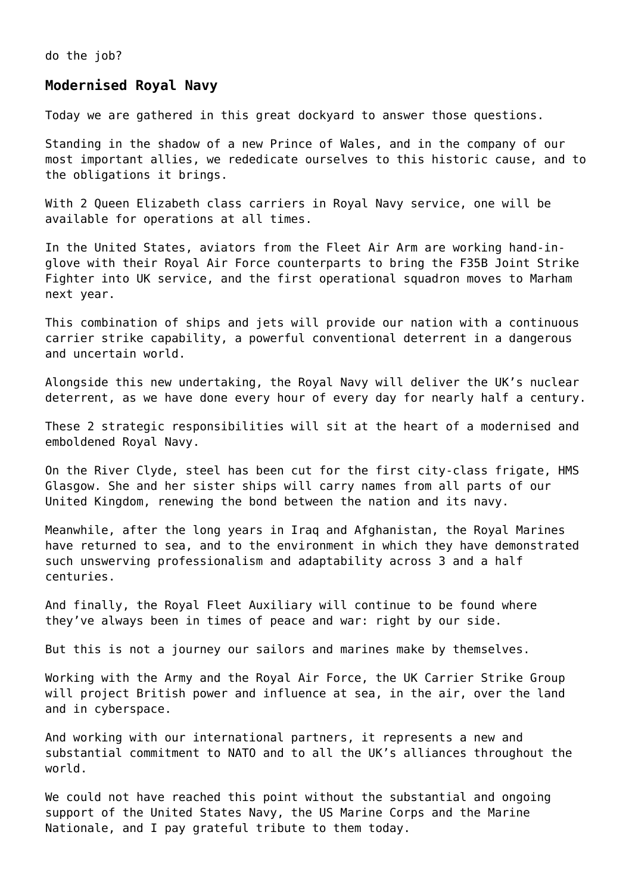do the job?

## Modernised Royal Navy

Today we are gathered in this great dockyard to answer those questions.

Standing in the shadow of a new Prince of Wales, and in the company of our most important allies, we rededicate ourselves to this historic cause, and to the obligations it brings.

With 2 Queen Elizabeth class carriers in Royal Navy service, one will be available for operations at all times.

In the United States, aviators from the Fleet Air Arm are working hand-in-glove with their Royal Air Force counterparts to bring the F35B Joint Strike Fighter into UK service, and the first operational squadron moves to Marham next year.

This combination of ships and jets will provide our nation with a continuous carrier strike capability, a powerful conventional deterrent in a dangerous and uncertain world.

Alongside this new undertaking, the Royal Navy will deliver the UK's nuclear deterrent, as we have done every hour of every day for nearly half a century.

These 2 strategic responsibilities will sit at the heart of a modernised and emboldened Royal Navy.

On the River Clyde, steel has been cut for the first city-class frigate, HMS Glasgow. She and her sister ships will carry names from all parts of our United Kingdom, renewing the bond between the nation and its navy.

Meanwhile, after the long years in Iraq and Afghanistan, the Royal Marines have returned to sea, and to the environment in which they have demonstrated such unswerving professionalism and adaptability across 3 and a half centuries.

And finally, the Royal Fleet Auxiliary will continue to be found where they've always been in times of peace and war: right by our side.

But this is not a journey our sailors and marines make by themselves.

Working with the Army and the Royal Air Force, the UK Carrier Strike Group will project British power and influence at sea, in the air, over the land and in cyberspace.

And working with our international partners, it represents a new and substantial commitment to NATO and to all the UK's alliances throughout the world.

We could not have reached this point without the substantial and ongoing support of the United States Navy, the US Marine Corps and the Marine Nationale, and I pay grateful tribute to them today.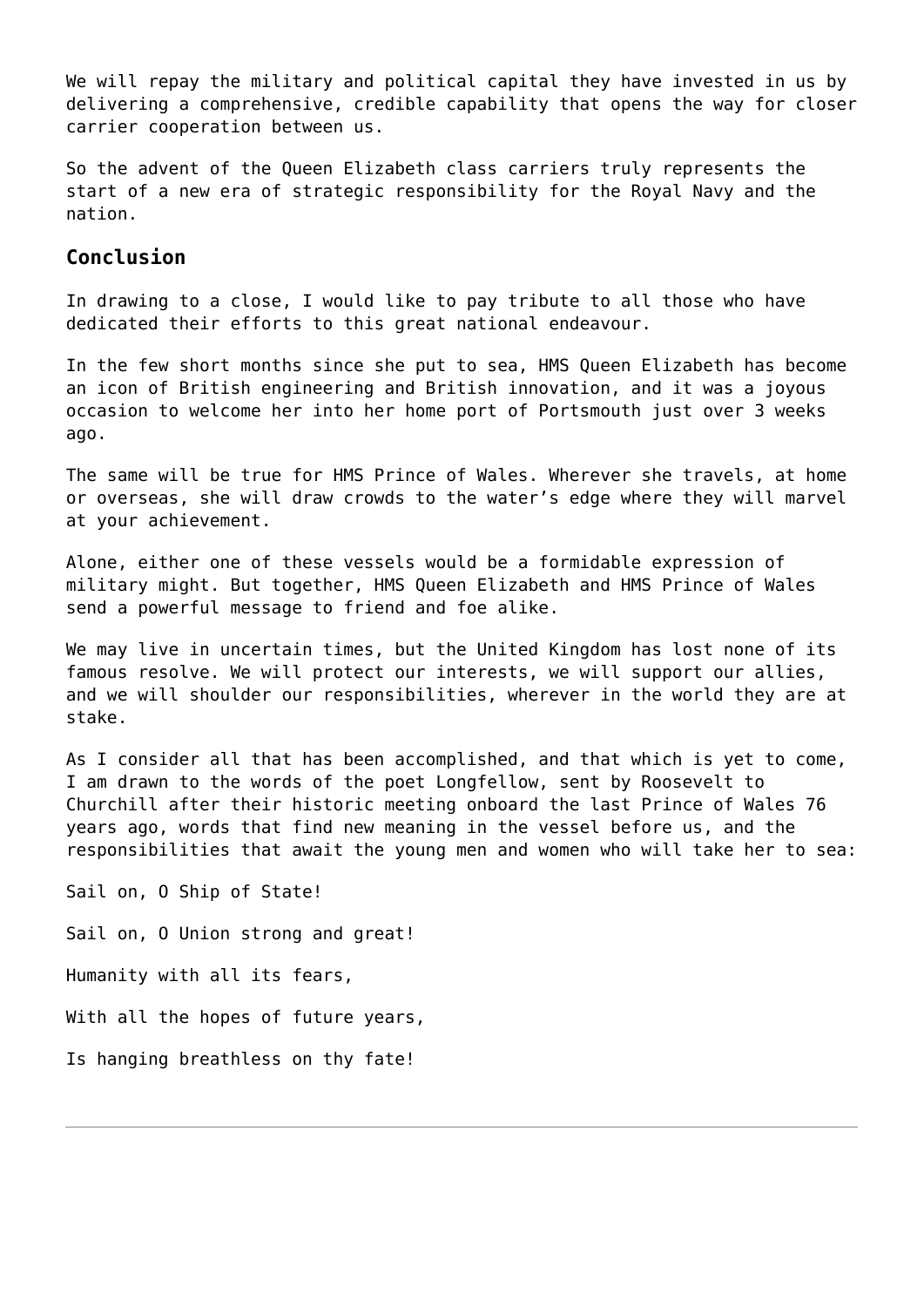We will repay the military and political capital they have invested in us by delivering a comprehensive, credible capability that opens the way for closer carrier cooperation between us.

So the advent of the Queen Elizabeth class carriers truly represents the start of a new era of strategic responsibility for the Royal Navy and the nation.

## Conclusion

In drawing to a close, I would like to pay tribute to all those who have dedicated their efforts to this great national endeavour.

In the few short months since she put to sea, HMS Queen Elizabeth has become an icon of British engineering and British innovation, and it was a joyous occasion to welcome her into her home port of Portsmouth just over 3 weeks ago.

The same will be true for HMS Prince of Wales. Wherever she travels, at home or overseas, she will draw crowds to the water's edge where they will marvel at your achievement.

Alone, either one of these vessels would be a formidable expression of military might. But together, HMS Queen Elizabeth and HMS Prince of Wales send a powerful message to friend and foe alike.

We may live in uncertain times, but the United Kingdom has lost none of its famous resolve. We will protect our interests, we will support our allies, and we will shoulder our responsibilities, wherever in the world they are at stake.

As I consider all that has been accomplished, and that which is yet to come, I am drawn to the words of the poet Longfellow, sent by Roosevelt to Churchill after their historic meeting onboard the last Prince of Wales 76 years ago, words that find new meaning in the vessel before us, and the responsibilities that await the young men and women who will take her to sea:

Sail on, O Ship of State!

Sail on, O Union strong and great!

Humanity with all its fears,

With all the hopes of future years,

Is hanging breathless on thy fate!

---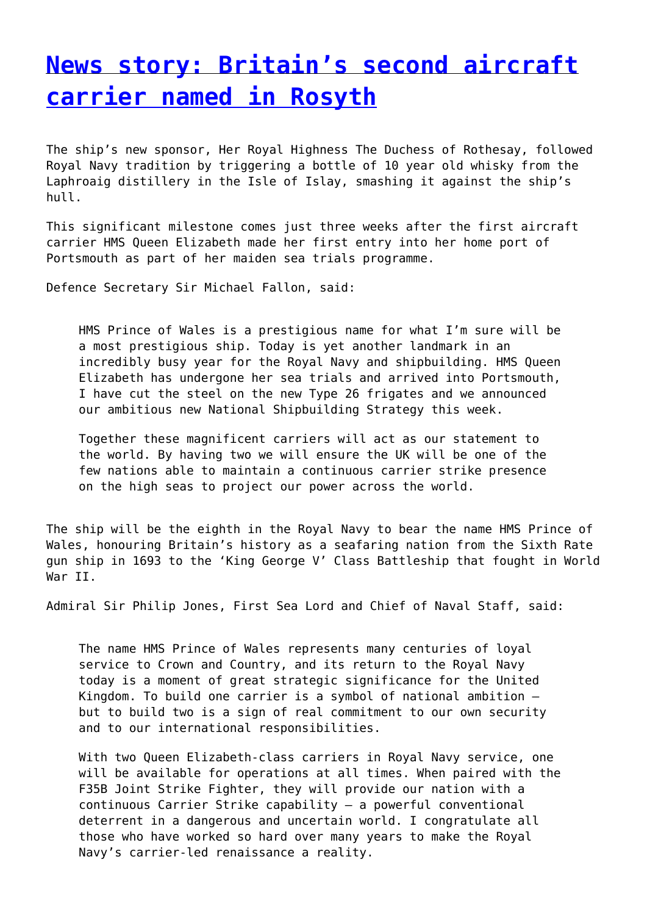# [News story: Britain's second aircraft carrier named in Rosyth]()

The ship's new sponsor, Her Royal Highness The Duchess of Rothesay, followed Royal Navy tradition by triggering a bottle of 10 year old whisky from the Laphroaig distillery in the Isle of Islay, smashing it against the ship's hull.

This significant milestone comes just three weeks after the first aircraft carrier HMS Queen Elizabeth made her first entry into her home port of Portsmouth as part of her maiden sea trials programme.

Defence Secretary Sir Michael Fallon, said:

> HMS Prince of Wales is a prestigious name for what I'm sure will be a most prestigious ship. Today is yet another landmark in an incredibly busy year for the Royal Navy and shipbuilding. HMS Queen Elizabeth has undergone her sea trials and arrived into Portsmouth, I have cut the steel on the new Type 26 frigates and we announced our ambitious new National Shipbuilding Strategy this week.
>
> Together these magnificent carriers will act as our statement to the world. By having two we will ensure the UK will be one of the few nations able to maintain a continuous carrier strike presence on the high seas to project our power across the world.

The ship will be the eighth in the Royal Navy to bear the name HMS Prince of Wales, honouring Britain's history as a seafaring nation from the Sixth Rate gun ship in 1693 to the 'King George V' Class Battleship that fought in World War II.

Admiral Sir Philip Jones, First Sea Lord and Chief of Naval Staff, said:

> The name HMS Prince of Wales represents many centuries of loyal service to Crown and Country, and its return to the Royal Navy today is a moment of great strategic significance for the United Kingdom. To build one carrier is a symbol of national ambition – but to build two is a sign of real commitment to our own security and to our international responsibilities.
>
> With two Queen Elizabeth-class carriers in Royal Navy service, one will be available for operations at all times. When paired with the F35B Joint Strike Fighter, they will provide our nation with a continuous Carrier Strike capability – a powerful conventional deterrent in a dangerous and uncertain world. I congratulate all those who have worked so hard over many years to make the Royal Navy's carrier-led renaissance a reality.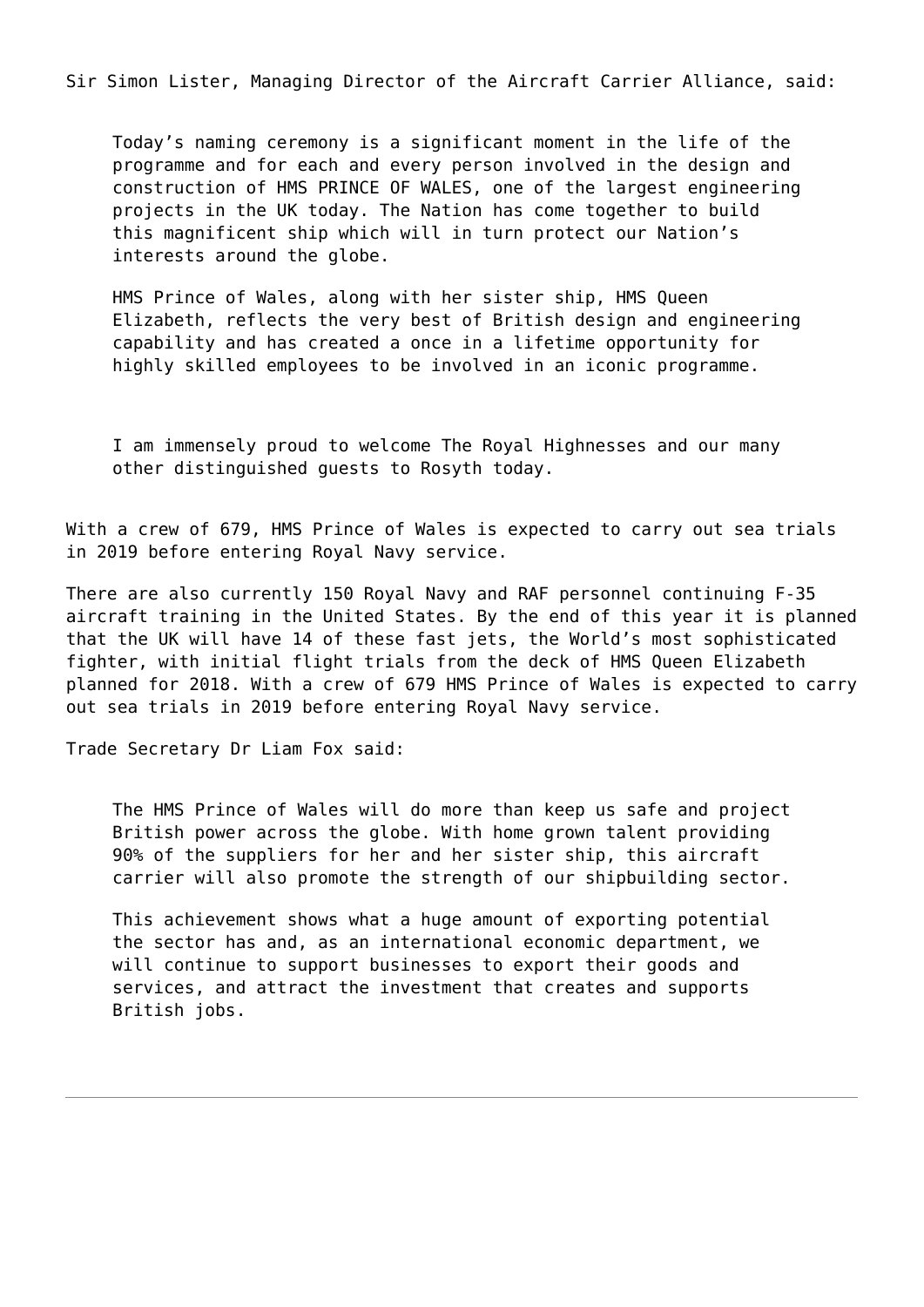Sir Simon Lister, Managing Director of the Aircraft Carrier Alliance, said:

> Today's naming ceremony is a significant moment in the life of the programme and for each and every person involved in the design and construction of HMS PRINCE OF WALES, one of the largest engineering projects in the UK today. The Nation has come together to build this magnificent ship which will in turn protect our Nation's interests around the globe.
>
> HMS Prince of Wales, along with her sister ship, HMS Queen Elizabeth, reflects the very best of British design and engineering capability and has created a once in a lifetime opportunity for highly skilled employees to be involved in an iconic programme.
>
> I am immensely proud to welcome The Royal Highnesses and our many other distinguished guests to Rosyth today.

With a crew of 679, HMS Prince of Wales is expected to carry out sea trials in 2019 before entering Royal Navy service.

There are also currently 150 Royal Navy and RAF personnel continuing F-35 aircraft training in the United States. By the end of this year it is planned that the UK will have 14 of these fast jets, the World's most sophisticated fighter, with initial flight trials from the deck of HMS Queen Elizabeth planned for 2018. With a crew of 679 HMS Prince of Wales is expected to carry out sea trials in 2019 before entering Royal Navy service.

Trade Secretary Dr Liam Fox said:

> The HMS Prince of Wales will do more than keep us safe and project British power across the globe. With home grown talent providing 90% of the suppliers for her and her sister ship, this aircraft carrier will also promote the strength of our shipbuilding sector.
>
> This achievement shows what a huge amount of exporting potential the sector has and, as an international economic department, we will continue to support businesses to export their goods and services, and attract the investment that creates and supports British jobs.

---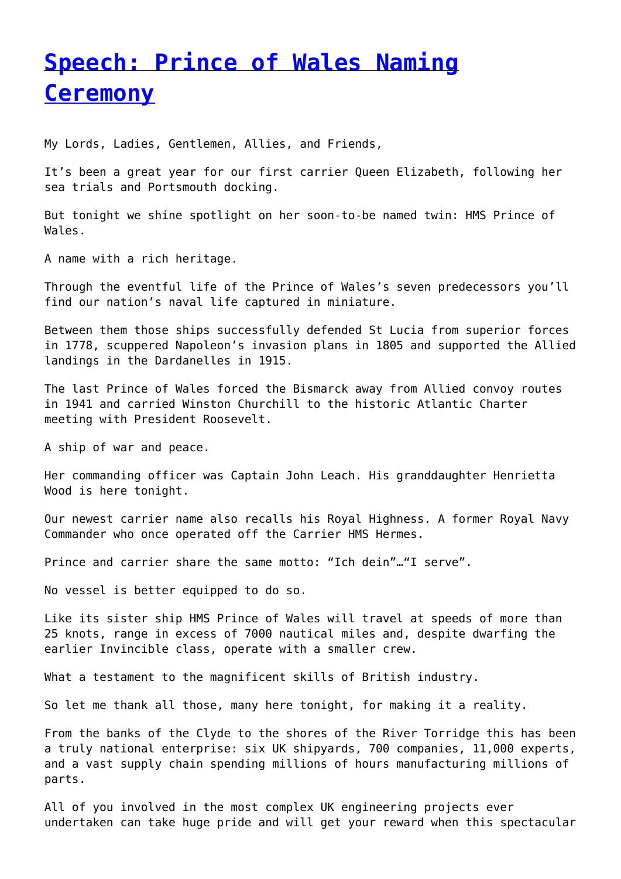# [Speech: Prince of Wales Naming Ceremony]

My Lords, Ladies, Gentlemen, Allies, and Friends,

It's been a great year for our first carrier Queen Elizabeth, following her sea trials and Portsmouth docking.

But tonight we shine spotlight on her soon-to-be named twin: HMS Prince of Wales.

A name with a rich heritage.

Through the eventful life of the Prince of Wales's seven predecessors you'll find our nation's naval life captured in miniature.

Between them those ships successfully defended St Lucia from superior forces in 1778, scuppered Napoleon's invasion plans in 1805 and supported the Allied landings in the Dardanelles in 1915.

The last Prince of Wales forced the Bismarck away from Allied convoy routes in 1941 and carried Winston Churchill to the historic Atlantic Charter meeting with President Roosevelt.

A ship of war and peace.

Her commanding officer was Captain John Leach. His granddaughter Henrietta Wood is here tonight.

Our newest carrier name also recalls his Royal Highness. A former Royal Navy Commander who once operated off the Carrier HMS Hermes.

Prince and carrier share the same motto: "Ich dein"…"I serve".

No vessel is better equipped to do so.

Like its sister ship HMS Prince of Wales will travel at speeds of more than 25 knots, range in excess of 7000 nautical miles and, despite dwarfing the earlier Invincible class, operate with a smaller crew.

What a testament to the magnificent skills of British industry.

So let me thank all those, many here tonight, for making it a reality.

From the banks of the Clyde to the shores of the River Torridge this has been a truly national enterprise: six UK shipyards, 700 companies, 11,000 experts, and a vast supply chain spending millions of hours manufacturing millions of parts.

All of you involved in the most complex UK engineering projects ever undertaken can take huge pride and will get your reward when this spectacular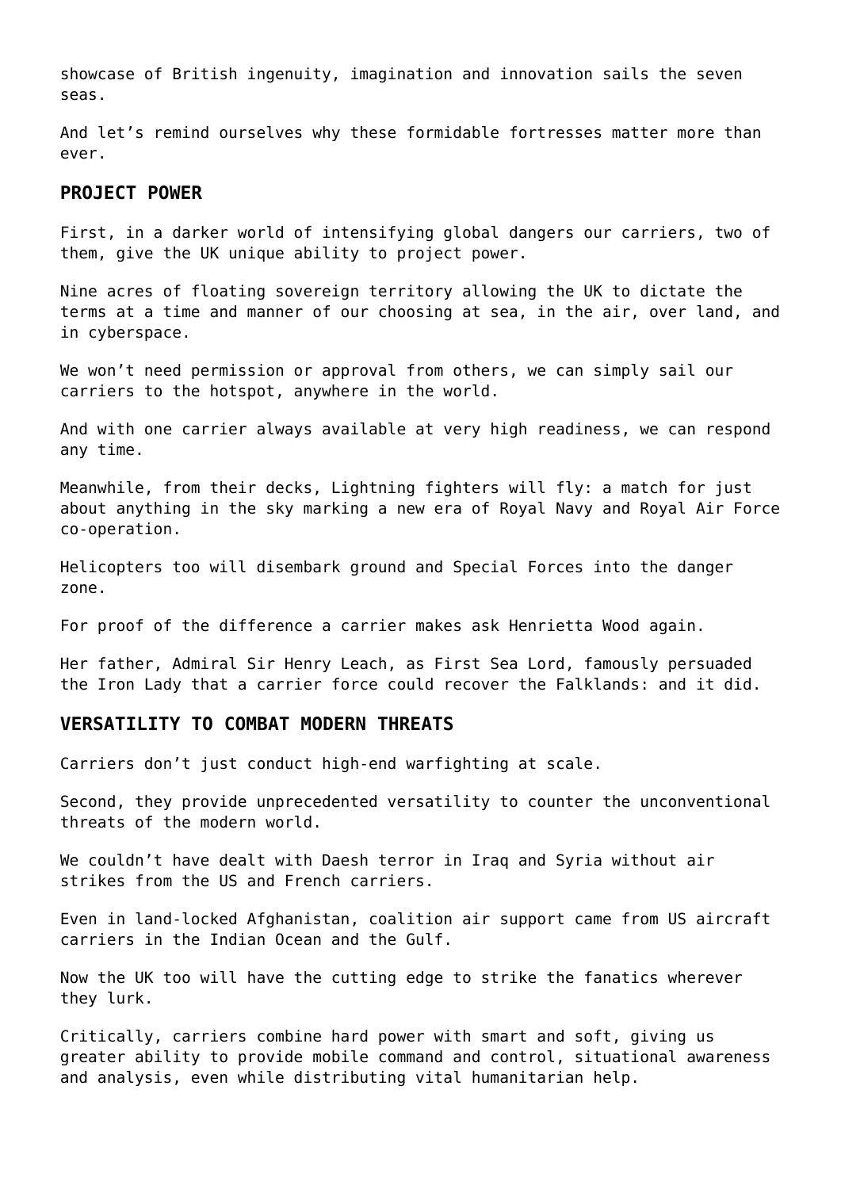showcase of British ingenuity, imagination and innovation sails the seven seas.

And let's remind ourselves why these formidable fortresses matter more than ever.

## PROJECT POWER

First, in a darker world of intensifying global dangers our carriers, two of them, give the UK unique ability to project power.

Nine acres of floating sovereign territory allowing the UK to dictate the terms at a time and manner of our choosing at sea, in the air, over land, and in cyberspace.

We won't need permission or approval from others, we can simply sail our carriers to the hotspot, anywhere in the world.

And with one carrier always available at very high readiness, we can respond any time.

Meanwhile, from their decks, Lightning fighters will fly: a match for just about anything in the sky marking a new era of Royal Navy and Royal Air Force co-operation.

Helicopters too will disembark ground and Special Forces into the danger zone.

For proof of the difference a carrier makes ask Henrietta Wood again.

Her father, Admiral Sir Henry Leach, as First Sea Lord, famously persuaded the Iron Lady that a carrier force could recover the Falklands: and it did.

## VERSATILITY TO COMBAT MODERN THREATS

Carriers don't just conduct high-end warfighting at scale.

Second, they provide unprecedented versatility to counter the unconventional threats of the modern world.

We couldn't have dealt with Daesh terror in Iraq and Syria without air strikes from the US and French carriers.

Even in land-locked Afghanistan, coalition air support came from US aircraft carriers in the Indian Ocean and the Gulf.

Now the UK too will have the cutting edge to strike the fanatics wherever they lurk.

Critically, carriers combine hard power with smart and soft, giving us greater ability to provide mobile command and control, situational awareness and analysis, even while distributing vital humanitarian help.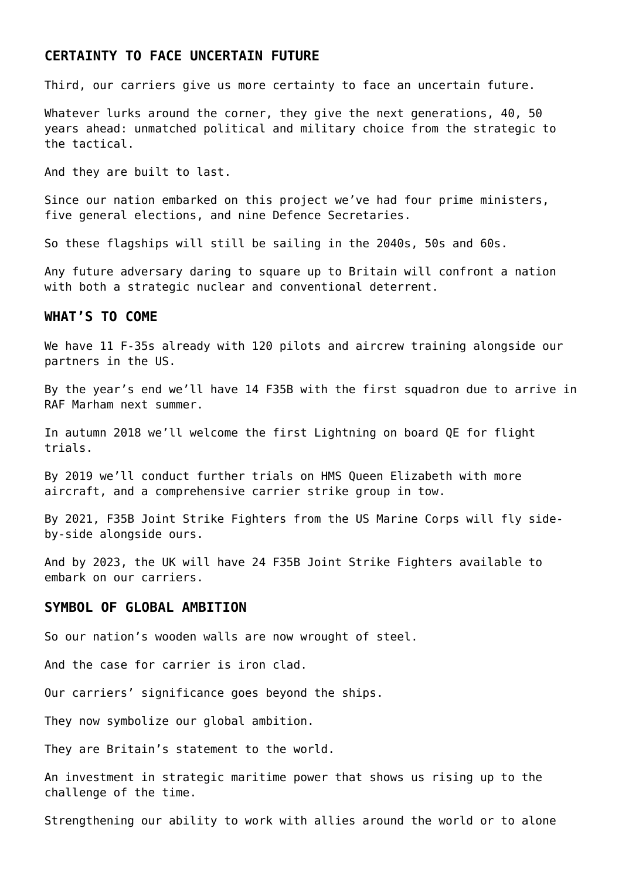## CERTAINTY TO FACE UNCERTAIN FUTURE

Third, our carriers give us more certainty to face an uncertain future.

Whatever lurks around the corner, they give the next generations, 40, 50 years ahead: unmatched political and military choice from the strategic to the tactical.

And they are built to last.

Since our nation embarked on this project we've had four prime ministers, five general elections, and nine Defence Secretaries.

So these flagships will still be sailing in the 2040s, 50s and 60s.

Any future adversary daring to square up to Britain will confront a nation with both a strategic nuclear and conventional deterrent.

## WHAT'S TO COME

We have 11 F-35s already with 120 pilots and aircrew training alongside our partners in the US.

By the year's end we'll have 14 F35B with the first squadron due to arrive in RAF Marham next summer.

In autumn 2018 we'll welcome the first Lightning on board QE for flight trials.

By 2019 we'll conduct further trials on HMS Queen Elizabeth with more aircraft, and a comprehensive carrier strike group in tow.

By 2021, F35B Joint Strike Fighters from the US Marine Corps will fly side-by-side alongside ours.

And by 2023, the UK will have 24 F35B Joint Strike Fighters available to embark on our carriers.

## SYMBOL OF GLOBAL AMBITION

So our nation's wooden walls are now wrought of steel.

And the case for carrier is iron clad.

Our carriers' significance goes beyond the ships.

They now symbolize our global ambition.

They are Britain's statement to the world.

An investment in strategic maritime power that shows us rising up to the challenge of the time.

Strengthening our ability to work with allies around the world or to alone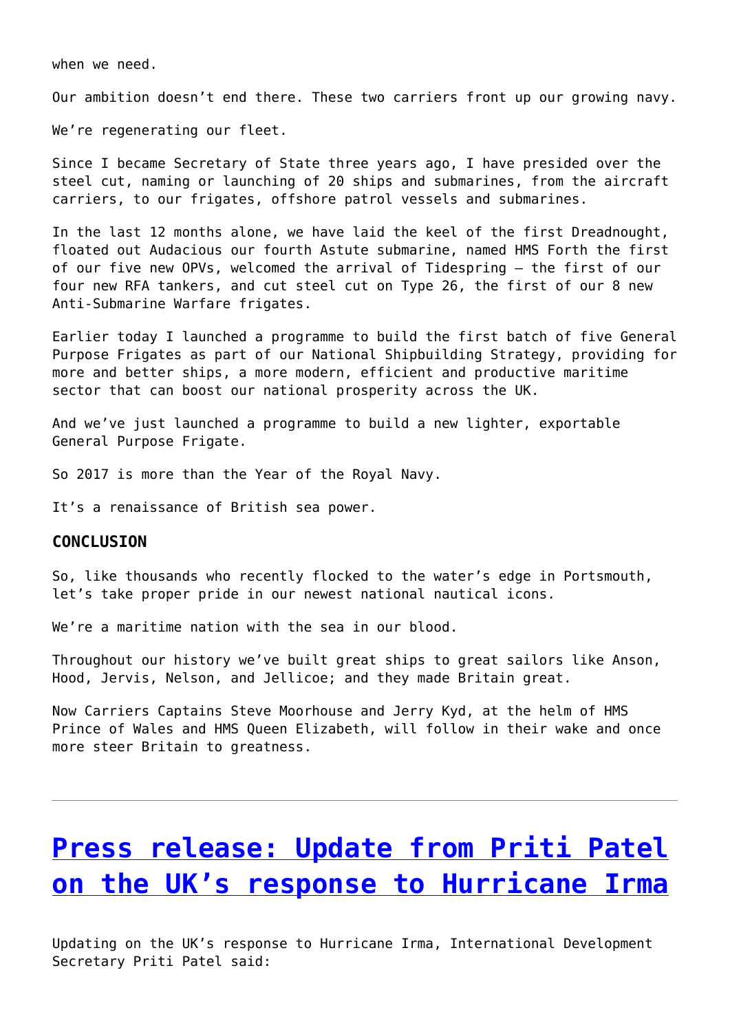when we need.

Our ambition doesn't end there. These two carriers front up our growing navy.

We're regenerating our fleet.

Since I became Secretary of State three years ago, I have presided over the steel cut, naming or launching of 20 ships and submarines, from the aircraft carriers, to our frigates, offshore patrol vessels and submarines.

In the last 12 months alone, we have laid the keel of the first Dreadnought, floated out Audacious our fourth Astute submarine, named HMS Forth the first of our five new OPVs, welcomed the arrival of Tidespring – the first of our four new RFA tankers, and cut steel cut on Type 26, the first of our 8 new Anti-Submarine Warfare frigates.

Earlier today I launched a programme to build the first batch of five General Purpose Frigates as part of our National Shipbuilding Strategy, providing for more and better ships, a more modern, efficient and productive maritime sector that can boost our national prosperity across the UK.

And we've just launched a programme to build a new lighter, exportable General Purpose Frigate.

So 2017 is more than the Year of the Royal Navy.

It's a renaissance of British sea power.

**CONCLUSION**

So, like thousands who recently flocked to the water's edge in Portsmouth, let's take proper pride in our newest national nautical icons.

We're a maritime nation with the sea in our blood.

Throughout our history we've built great ships to great sailors like Anson, Hood, Jervis, Nelson, and Jellicoe; and they made Britain great.

Now Carriers Captains Steve Moorhouse and Jerry Kyd, at the helm of HMS Prince of Wales and HMS Queen Elizabeth, will follow in their wake and once more steer Britain to greatness.

---

# Press release: Update from Priti Patel on the UK's response to Hurricane Irma

Updating on the UK's response to Hurricane Irma, International Development Secretary Priti Patel said: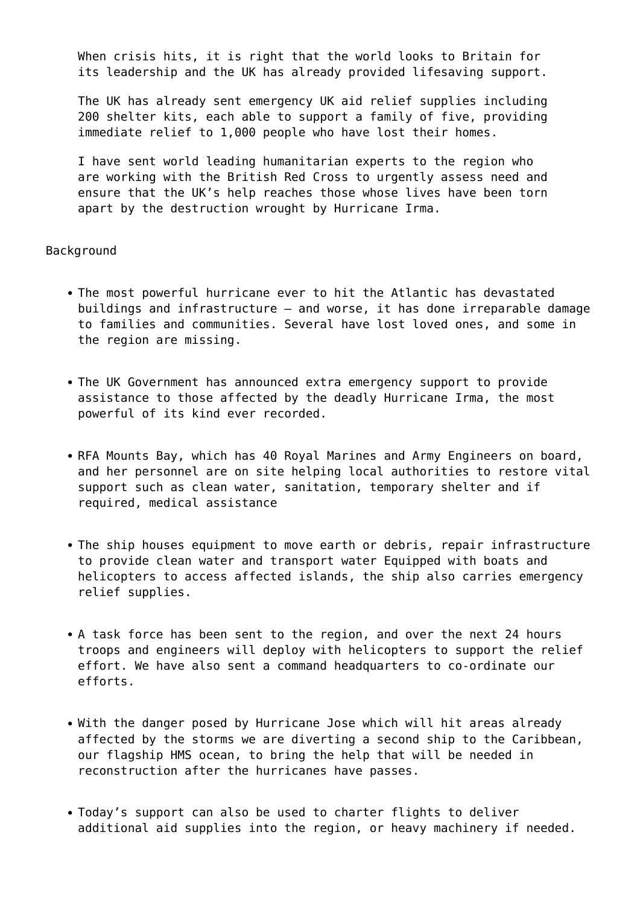> When crisis hits, it is right that the world looks to Britain for its leadership and the UK has already provided lifesaving support.
>
> The UK has already sent emergency UK aid relief supplies including 200 shelter kits, each able to support a family of five, providing immediate relief to 1,000 people who have lost their homes.
>
> I have sent world leading humanitarian experts to the region who are working with the British Red Cross to urgently assess need and ensure that the UK's help reaches those whose lives have been torn apart by the destruction wrought by Hurricane Irma.

Background

- The most powerful hurricane ever to hit the Atlantic has devastated buildings and infrastructure – and worse, it has done irreparable damage to families and communities. Several have lost loved ones, and some in the region are missing.
- The UK Government has announced extra emergency support to provide assistance to those affected by the deadly Hurricane Irma, the most powerful of its kind ever recorded.
- RFA Mounts Bay, which has 40 Royal Marines and Army Engineers on board, and her personnel are on site helping local authorities to restore vital support such as clean water, sanitation, temporary shelter and if required, medical assistance
- The ship houses equipment to move earth or debris, repair infrastructure to provide clean water and transport water Equipped with boats and helicopters to access affected islands, the ship also carries emergency relief supplies.
- A task force has been sent to the region, and over the next 24 hours troops and engineers will deploy with helicopters to support the relief effort. We have also sent a command headquarters to co-ordinate our efforts.
- With the danger posed by Hurricane Jose which will hit areas already affected by the storms we are diverting a second ship to the Caribbean, our flagship HMS ocean, to bring the help that will be needed in reconstruction after the hurricanes have passes.
- Today's support can also be used to charter flights to deliver additional aid supplies into the region, or heavy machinery if needed.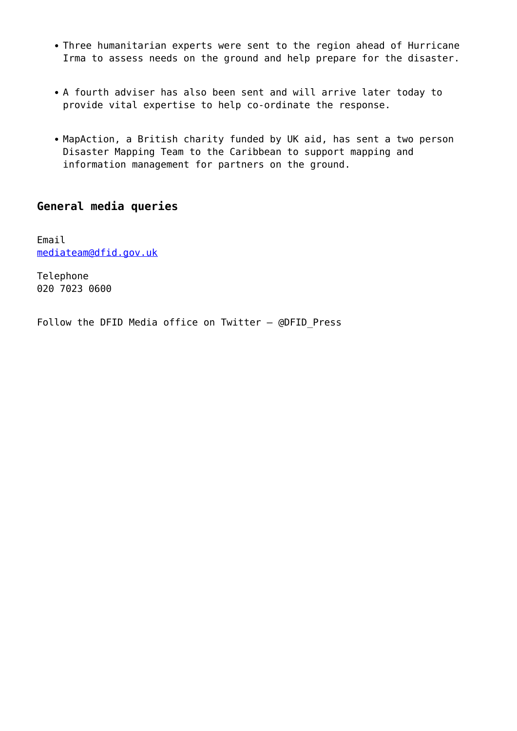- Three humanitarian experts were sent to the region ahead of Hurricane Irma to assess needs on the ground and help prepare for the disaster.
- A fourth adviser has also been sent and will arrive later today to provide vital expertise to help co-ordinate the response.
- MapAction, a British charity funded by UK aid, has sent a two person Disaster Mapping Team to the Caribbean to support mapping and information management for partners on the ground.

### General media queries

Email
mediateam@dfid.gov.uk

Telephone
020 7023 0600

Follow the DFID Media office on Twitter – @DFID_Press